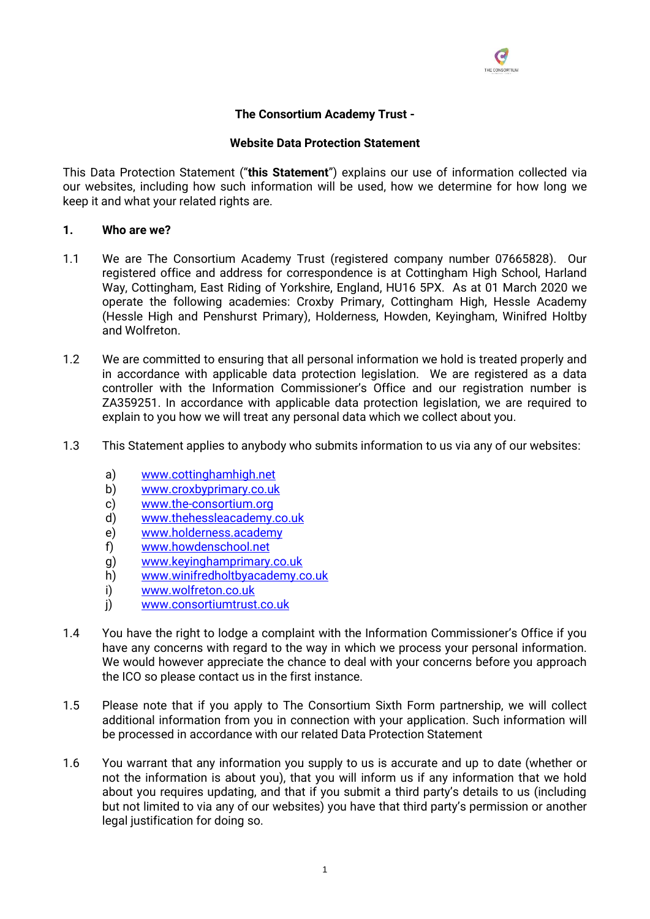**The Consortium Academy Trust -**

**Website Data Protection Statement**

This Data Protection Statement ("**this Statement**") explains our use of information collected via our websites, including how such information will be used, how we determine for how long we keep it and what your related rights are.

## 1. Who are we?

1.1 We are The Consortium Academy Trust (registered company number 07665828). Our registered office and address for correspondence is at Cottingham High School, Harland Way, Cottingham, East Riding of Yorkshire, England, HU16 5PX. As at 01 March 2020 we operate the following academies: Croxby Primary, Cottingham High, Hessle Academy (Hessle High and Penshurst Primary), Holderness, Howden, Keyingham, Winifred Holtby and Wolfreton.

1.2 We are committed to ensuring that all personal information we hold is treated properly and in accordance with applicable data protection legislation. We are registered as a data controller with the Information Commissioner's Office and our registration number is ZA359251. In accordance with applicable data protection legislation, we are required to explain to you how we will treat any personal data which we collect about you.

1.3 This Statement applies to anybody who submits information to us via any of our websites:

a) www.cottinghamhigh.net
b) www.croxbyprimary.co.uk
c) www.the-consortium.org
d) www.thehessleacademy.co.uk
e) www.holderness.academy
f) www.howdenschool.net
g) www.keyinghamprimary.co.uk
h) www.winifredholtbyacademy.co.uk
i) www.wolfreton.co.uk
j) www.consortiumtrust.co.uk

1.4 You have the right to lodge a complaint with the Information Commissioner's Office if you have any concerns with regard to the way in which we process your personal information. We would however appreciate the chance to deal with your concerns before you approach the ICO so please contact us in the first instance.

1.5 Please note that if you apply to The Consortium Sixth Form partnership, we will collect additional information from you in connection with your application. Such information will be processed in accordance with our related Data Protection Statement

1.6 You warrant that any information you supply to us is accurate and up to date (whether or not the information is about you), that you will inform us if any information that we hold about you requires updating, and that if you submit a third party's details to us (including but not limited to via any of our websites) you have that third party's permission or another legal justification for doing so.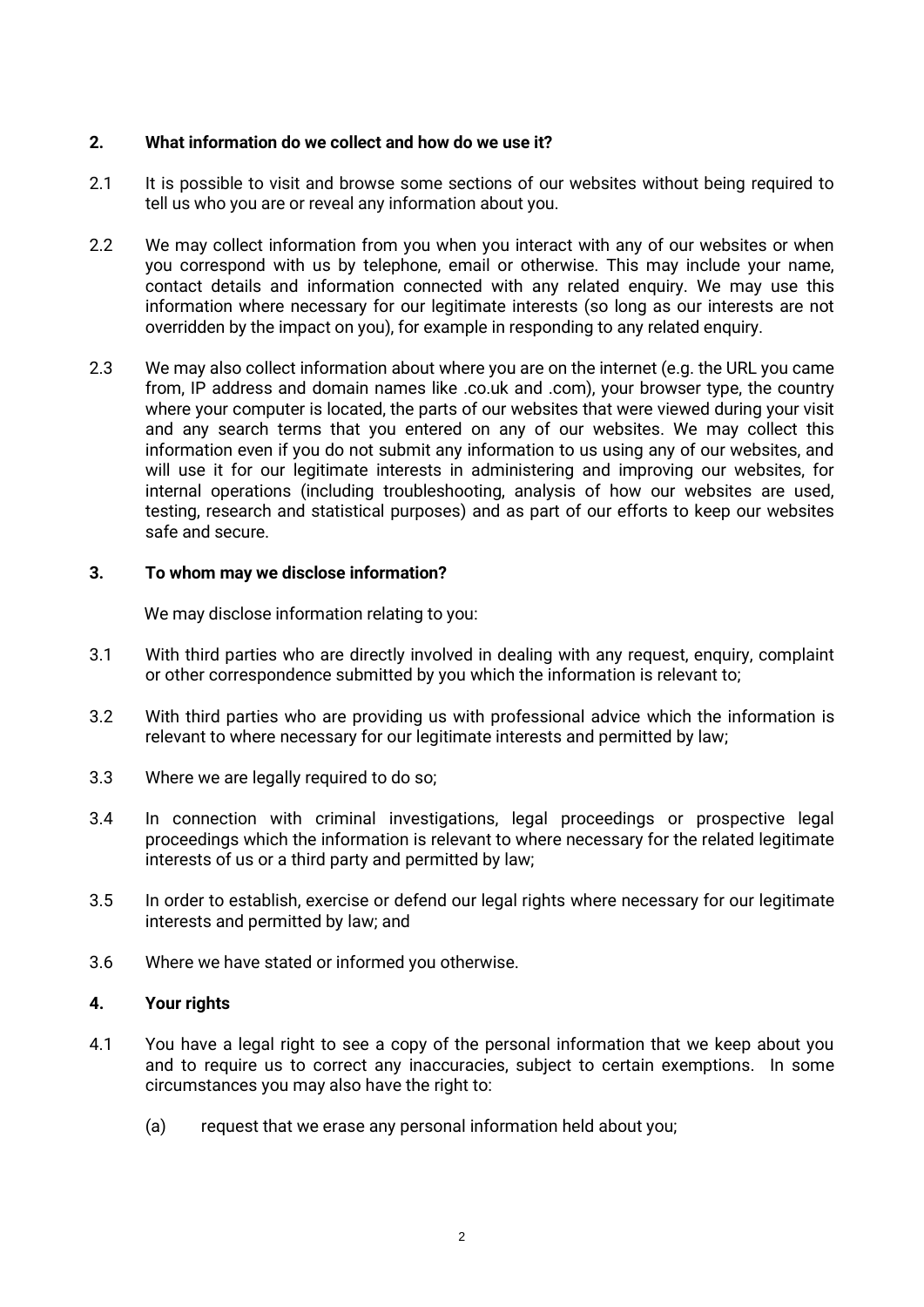## 2. What information do we collect and how do we use it?

2.1 It is possible to visit and browse some sections of our websites without being required to tell us who you are or reveal any information about you.

2.2 We may collect information from you when you interact with any of our websites or when you correspond with us by telephone, email or otherwise. This may include your name, contact details and information connected with any related enquiry. We may use this information where necessary for our legitimate interests (so long as our interests are not overridden by the impact on you), for example in responding to any related enquiry.

2.3 We may also collect information about where you are on the internet (e.g. the URL you came from, IP address and domain names like .co.uk and .com), your browser type, the country where your computer is located, the parts of our websites that were viewed during your visit and any search terms that you entered on any of our websites. We may collect this information even if you do not submit any information to us using any of our websites, and will use it for our legitimate interests in administering and improving our websites, for internal operations (including troubleshooting, analysis of how our websites are used, testing, research and statistical purposes) and as part of our efforts to keep our websites safe and secure.

## 3. To whom may we disclose information?

We may disclose information relating to you:

3.1 With third parties who are directly involved in dealing with any request, enquiry, complaint or other correspondence submitted by you which the information is relevant to;

3.2 With third parties who are providing us with professional advice which the information is relevant to where necessary for our legitimate interests and permitted by law;

3.3 Where we are legally required to do so;

3.4 In connection with criminal investigations, legal proceedings or prospective legal proceedings which the information is relevant to where necessary for the related legitimate interests of us or a third party and permitted by law;

3.5 In order to establish, exercise or defend our legal rights where necessary for our legitimate interests and permitted by law; and

3.6 Where we have stated or informed you otherwise.

## 4. Your rights

4.1 You have a legal right to see a copy of the personal information that we keep about you and to require us to correct any inaccuracies, subject to certain exemptions. In some circumstances you may also have the right to:

(a) request that we erase any personal information held about you;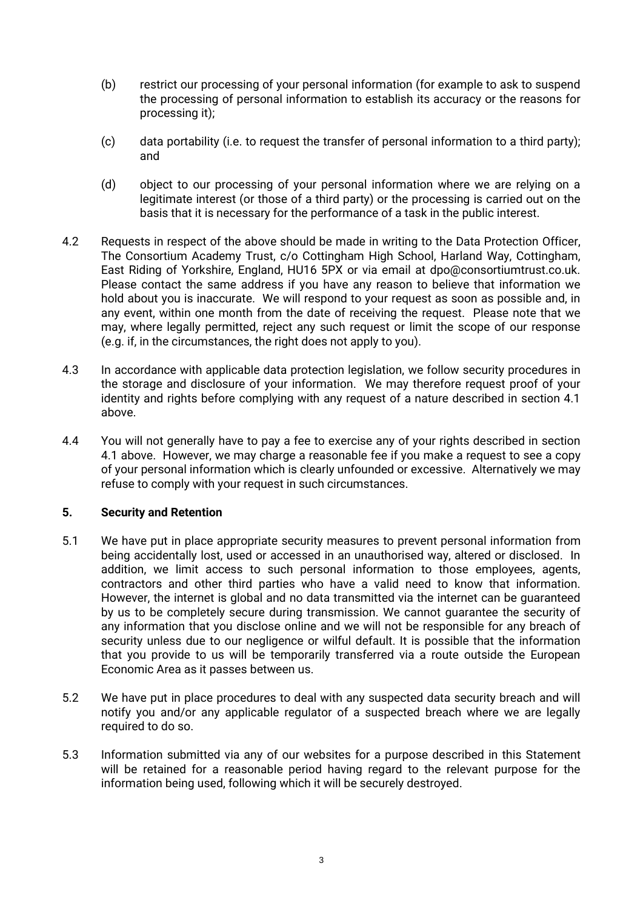(b) restrict our processing of your personal information (for example to ask to suspend the processing of personal information to establish its accuracy or the reasons for processing it);

(c) data portability (i.e. to request the transfer of personal information to a third party); and

(d) object to our processing of your personal information where we are relying on a legitimate interest (or those of a third party) or the processing is carried out on the basis that it is necessary for the performance of a task in the public interest.

4.2 Requests in respect of the above should be made in writing to the Data Protection Officer, The Consortium Academy Trust, c/o Cottingham High School, Harland Way, Cottingham, East Riding of Yorkshire, England, HU16 5PX or via email at dpo@consortiumtrust.co.uk. Please contact the same address if you have any reason to believe that information we hold about you is inaccurate. We will respond to your request as soon as possible and, in any event, within one month from the date of receiving the request. Please note that we may, where legally permitted, reject any such request or limit the scope of our response (e.g. if, in the circumstances, the right does not apply to you).

4.3 In accordance with applicable data protection legislation, we follow security procedures in the storage and disclosure of your information. We may therefore request proof of your identity and rights before complying with any request of a nature described in section 4.1 above.

4.4 You will not generally have to pay a fee to exercise any of your rights described in section 4.1 above. However, we may charge a reasonable fee if you make a request to see a copy of your personal information which is clearly unfounded or excessive. Alternatively we may refuse to comply with your request in such circumstances.

## 5. Security and Retention

5.1 We have put in place appropriate security measures to prevent personal information from being accidentally lost, used or accessed in an unauthorised way, altered or disclosed. In addition, we limit access to such personal information to those employees, agents, contractors and other third parties who have a valid need to know that information. However, the internet is global and no data transmitted via the internet can be guaranteed by us to be completely secure during transmission. We cannot guarantee the security of any information that you disclose online and we will not be responsible for any breach of security unless due to our negligence or wilful default. It is possible that the information that you provide to us will be temporarily transferred via a route outside the European Economic Area as it passes between us.

5.2 We have put in place procedures to deal with any suspected data security breach and will notify you and/or any applicable regulator of a suspected breach where we are legally required to do so.

5.3 Information submitted via any of our websites for a purpose described in this Statement will be retained for a reasonable period having regard to the relevant purpose for the information being used, following which it will be securely destroyed.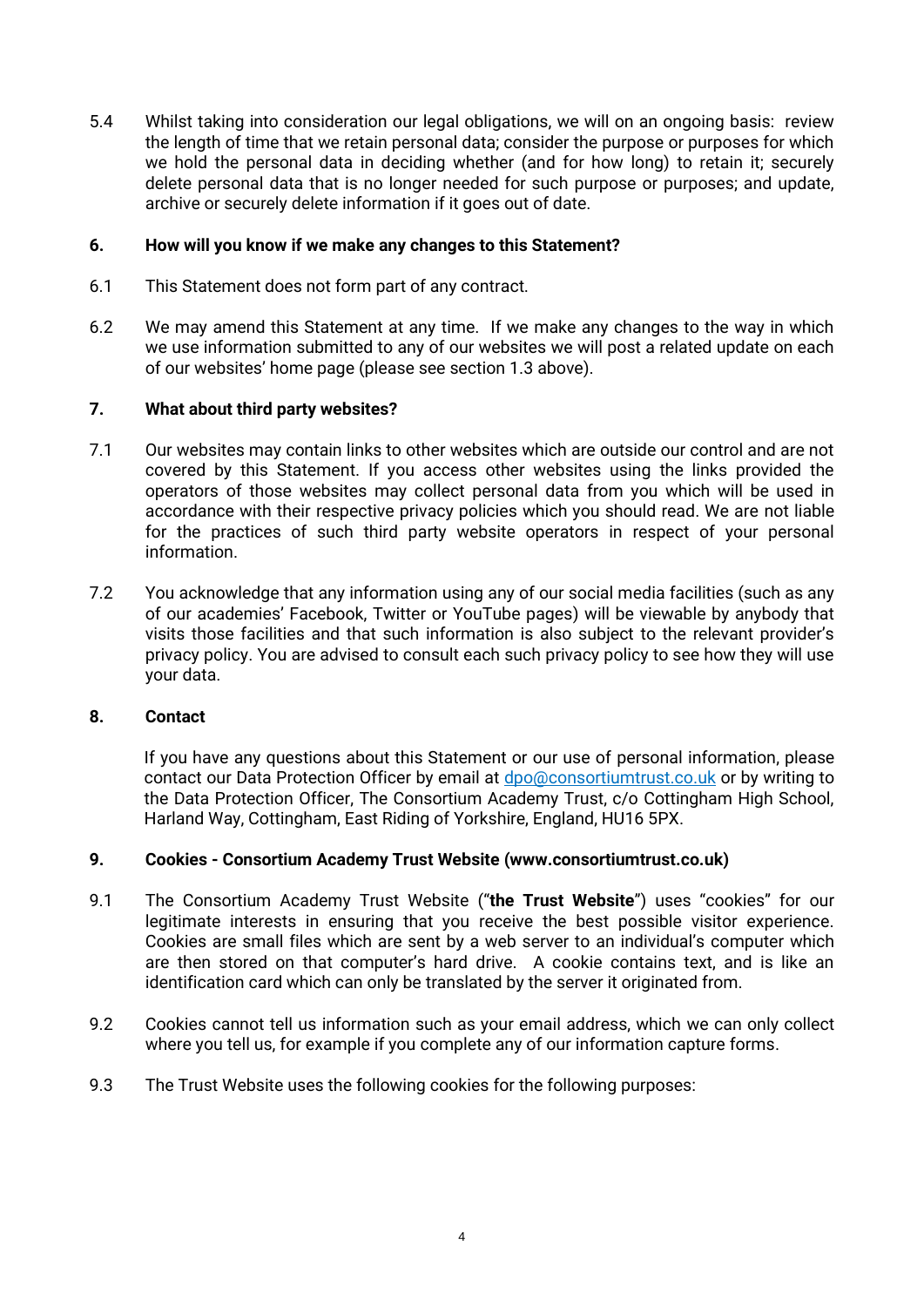5.4 Whilst taking into consideration our legal obligations, we will on an ongoing basis: review the length of time that we retain personal data; consider the purpose or purposes for which we hold the personal data in deciding whether (and for how long) to retain it; securely delete personal data that is no longer needed for such purpose or purposes; and update, archive or securely delete information if it goes out of date.

## 6. How will you know if we make any changes to this Statement?

6.1 This Statement does not form part of any contract.

6.2 We may amend this Statement at any time. If we make any changes to the way in which we use information submitted to any of our websites we will post a related update on each of our websites' home page (please see section 1.3 above).

## 7. What about third party websites?

7.1 Our websites may contain links to other websites which are outside our control and are not covered by this Statement. If you access other websites using the links provided the operators of those websites may collect personal data from you which will be used in accordance with their respective privacy policies which you should read. We are not liable for the practices of such third party website operators in respect of your personal information.

7.2 You acknowledge that any information using any of our social media facilities (such as any of our academies' Facebook, Twitter or YouTube pages) will be viewable by anybody that visits those facilities and that such information is also subject to the relevant provider's privacy policy. You are advised to consult each such privacy policy to see how they will use your data.

## 8. Contact

If you have any questions about this Statement or our use of personal information, please contact our Data Protection Officer by email at dpo@consortiumtrust.co.uk or by writing to the Data Protection Officer, The Consortium Academy Trust, c/o Cottingham High School, Harland Way, Cottingham, East Riding of Yorkshire, England, HU16 5PX.

## 9. Cookies - Consortium Academy Trust Website (www.consortiumtrust.co.uk)

9.1 The Consortium Academy Trust Website ("**the Trust Website**") uses "cookies" for our legitimate interests in ensuring that you receive the best possible visitor experience. Cookies are small files which are sent by a web server to an individual's computer which are then stored on that computer's hard drive. A cookie contains text, and is like an identification card which can only be translated by the server it originated from.

9.2 Cookies cannot tell us information such as your email address, which we can only collect where you tell us, for example if you complete any of our information capture forms.

9.3 The Trust Website uses the following cookies for the following purposes: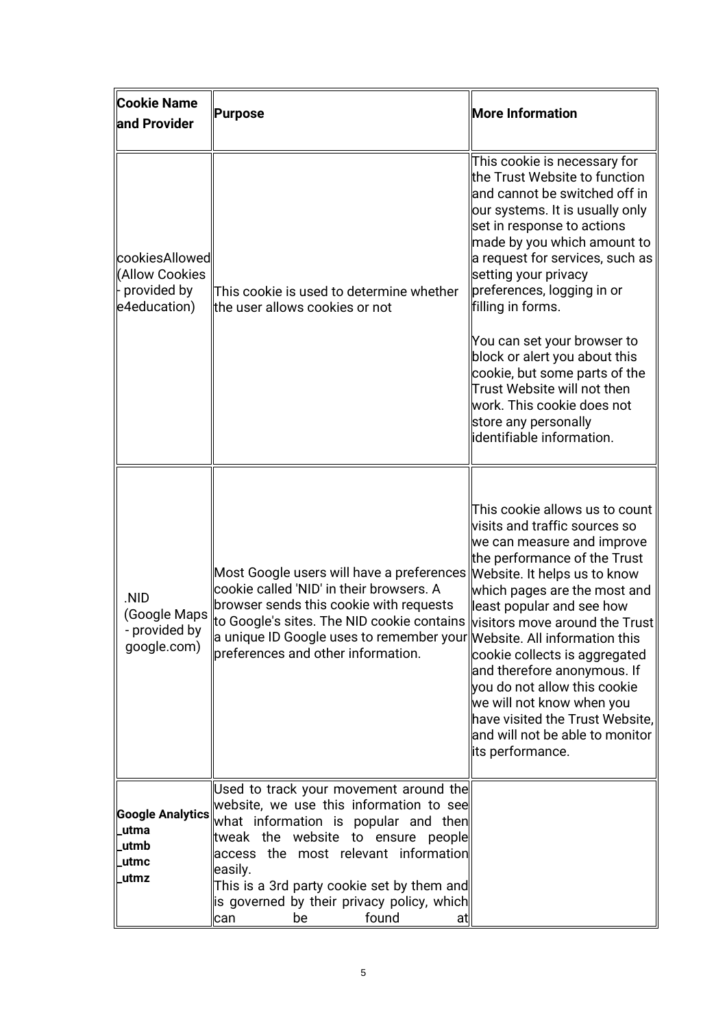| **Cookie Name and Provider** | **Purpose** | **More Information** |
| --- | --- | --- |
| cookiesAllowed (Allow Cookies - provided by e4education) | This cookie is used to determine whether the user allows cookies or not | This cookie is necessary for the Trust Website to function and cannot be switched off in our systems. It is usually only set in response to actions made by you which amount to a request for services, such as setting your privacy preferences, logging in or filling in forms.<br><br>You can set your browser to block or alert you about this cookie, but some parts of the Trust Website will not then work. This cookie does not store any personally identifiable information. |
| .NID (Google Maps - provided by google.com) | Most Google users will have a preferences cookie called 'NID' in their browsers. A browser sends this cookie with requests to Google's sites. The NID cookie contains a unique ID Google uses to remember your preferences and other information. | This cookie allows us to count visits and traffic sources so we can measure and improve the performance of the Trust Website. It helps us to know which pages are the most and least popular and see how visitors move around the Trust Website. All information this cookie collects is aggregated and therefore anonymous. If you do not allow this cookie we will not know when you have visited the Trust Website, and will not be able to monitor its performance. |
| **Google Analytics _utma _utmb _utmc _utmz** | Used to track your movement around the website, we use this information to see what information is popular and then tweak the website to ensure people access the most relevant information easily.<br>This is a 3rd party cookie set by them and is governed by their privacy policy, which can be found at | |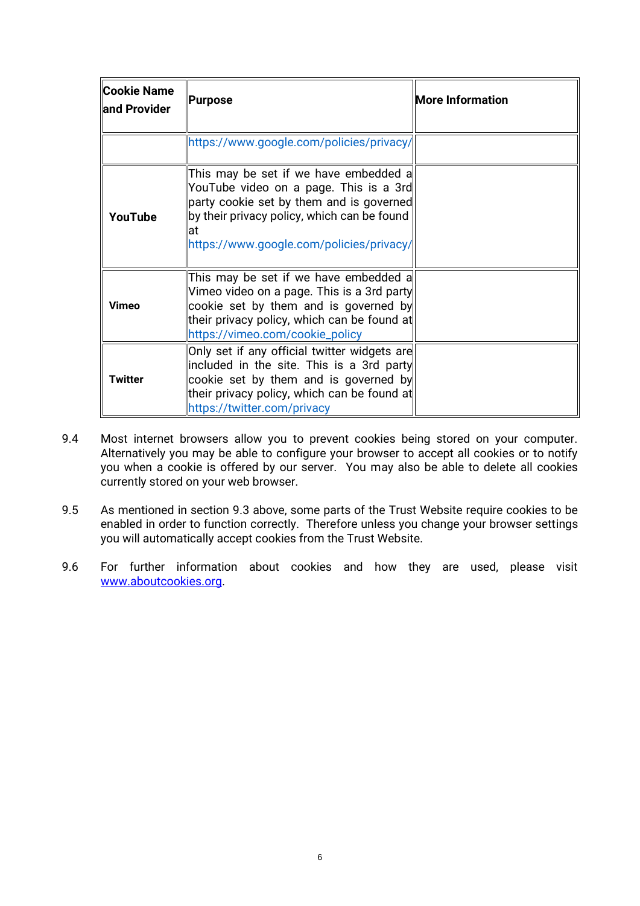| Cookie Name and Provider | Purpose | More Information |
|---|---|---|
| | https://www.google.com/policies/privacy/ | |
| **YouTube** | This may be set if we have embedded a YouTube video on a page. This is a 3rd party cookie set by them and is governed by their privacy policy, which can be found at https://www.google.com/policies/privacy/ | |
| **Vimeo** | This may be set if we have embedded a Vimeo video on a page. This is a 3rd party cookie set by them and is governed by their privacy policy, which can be found at https://vimeo.com/cookie_policy | |
| **Twitter** | Only set if any official twitter widgets are included in the site. This is a 3rd party cookie set by them and is governed by their privacy policy, which can be found at https://twitter.com/privacy | |

9.4 Most internet browsers allow you to prevent cookies being stored on your computer. Alternatively you may be able to configure your browser to accept all cookies or to notify you when a cookie is offered by our server. You may also be able to delete all cookies currently stored on your web browser.

9.5 As mentioned in section 9.3 above, some parts of the Trust Website require cookies to be enabled in order to function correctly. Therefore unless you change your browser settings you will automatically accept cookies from the Trust Website.

9.6 For further information about cookies and how they are used, please visit www.aboutcookies.org.